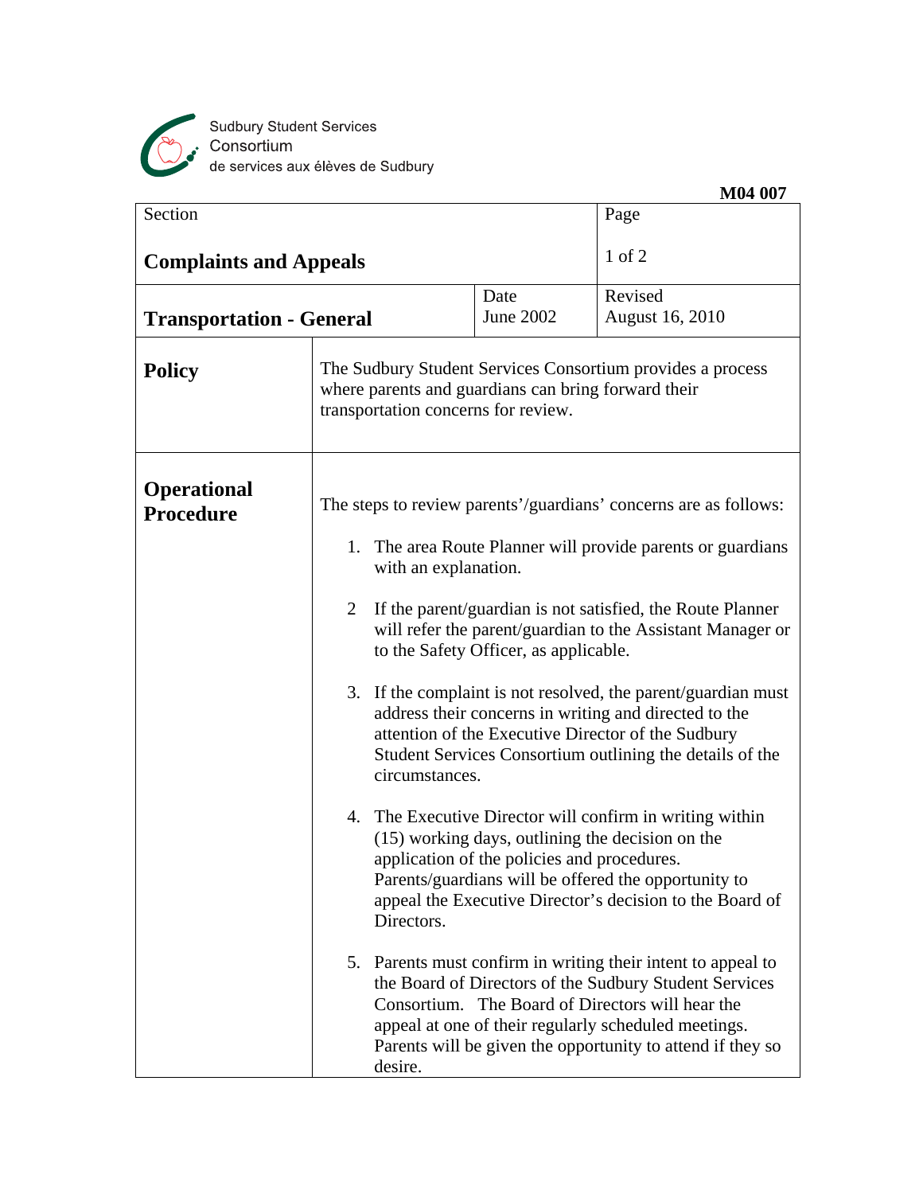Sudbury Student Services Consortium
de services aux élèves de Sudbury

**M04 007**

| Section | | | Page |
|---|---|---|---|
| **Complaints and Appeals** | | | 1 of 2 |
| **Transportation - General** | | Date June 2002 | Revised August 16, 2010 |

## Policy

The Sudbury Student Services Consortium provides a process where parents and guardians can bring forward their transportation concerns for review.

## Operational Procedure

The steps to review parents'/guardians' concerns are as follows:

1. The area Route Planner will provide parents or guardians with an explanation.

2. If the parent/guardian is not satisfied, the Route Planner will refer the parent/guardian to the Assistant Manager or to the Safety Officer, as applicable.

3. If the complaint is not resolved, the parent/guardian must address their concerns in writing and directed to the attention of the Executive Director of the Sudbury Student Services Consortium outlining the details of the circumstances.

4. The Executive Director will confirm in writing within (15) working days, outlining the decision on the application of the policies and procedures. Parents/guardians will be offered the opportunity to appeal the Executive Director's decision to the Board of Directors.

5. Parents must confirm in writing their intent to appeal to the Board of Directors of the Sudbury Student Services Consortium. The Board of Directors will hear the appeal at one of their regularly scheduled meetings. Parents will be given the opportunity to attend if they so desire.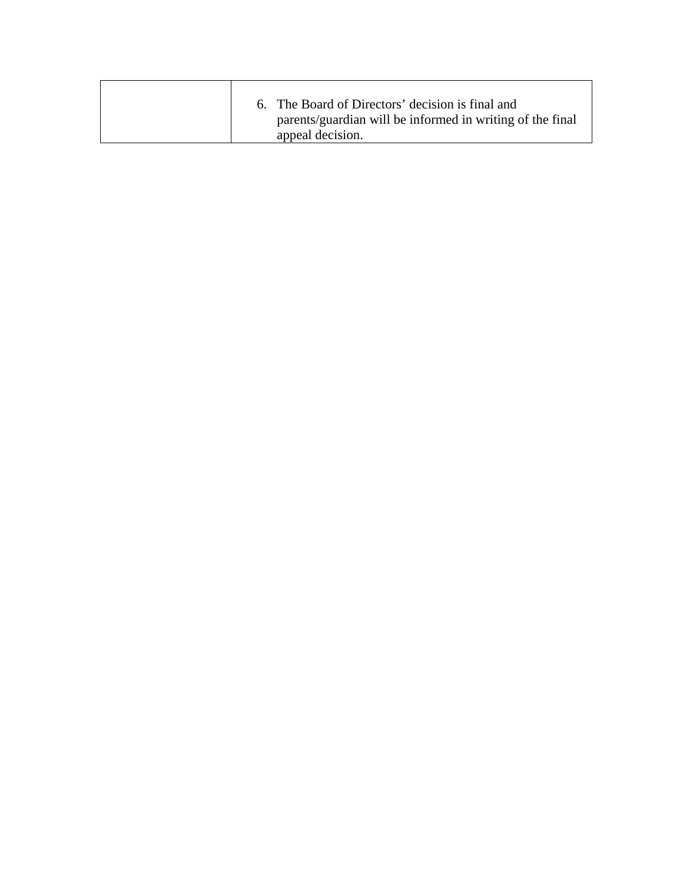| | |
|---|---|
| | 6. The Board of Directors' decision is final and parents/guardian will be informed in writing of the final appeal decision. |